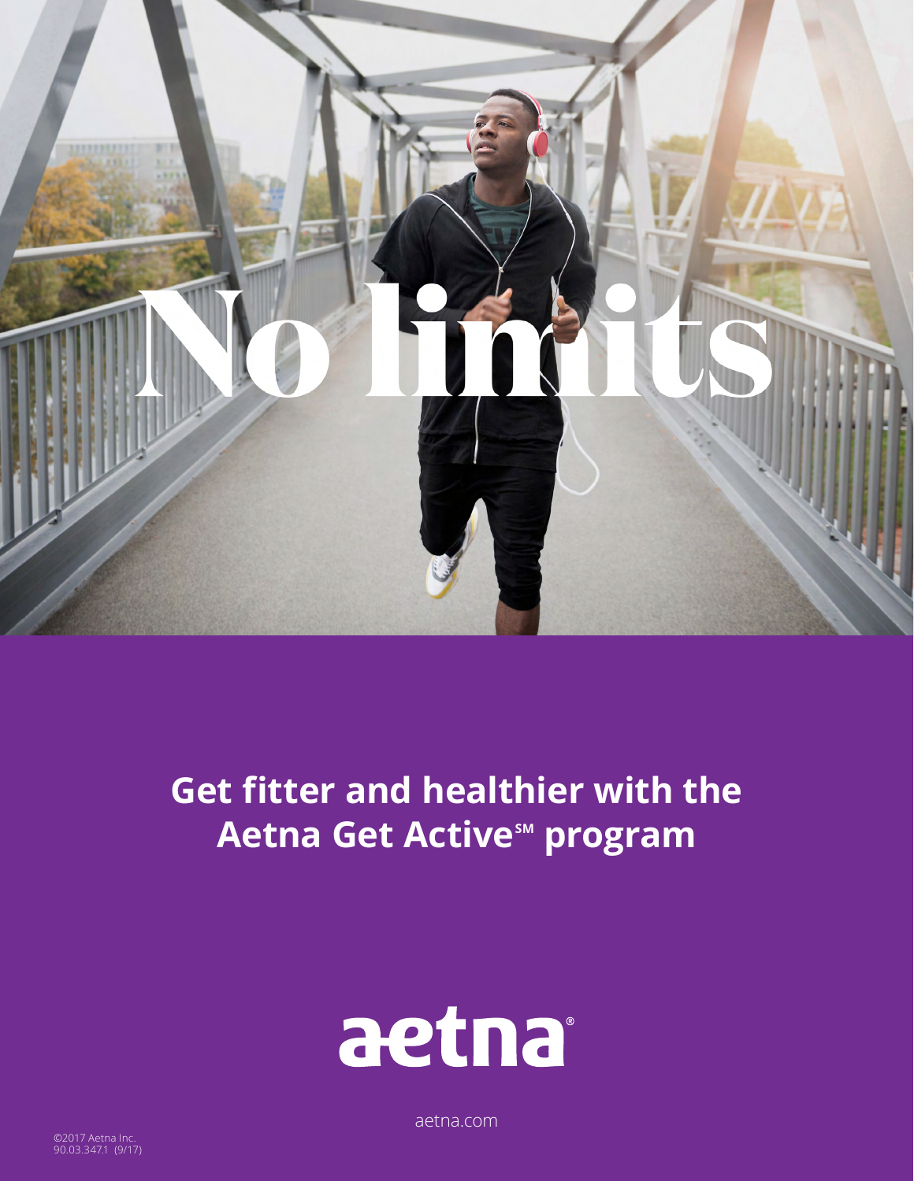# No limits

## Get fitter and healthier with the Aetna Get Active℠ program

aetna®

aetna.com

©2017 Aetna Inc.
90.03.347.1 (9/17)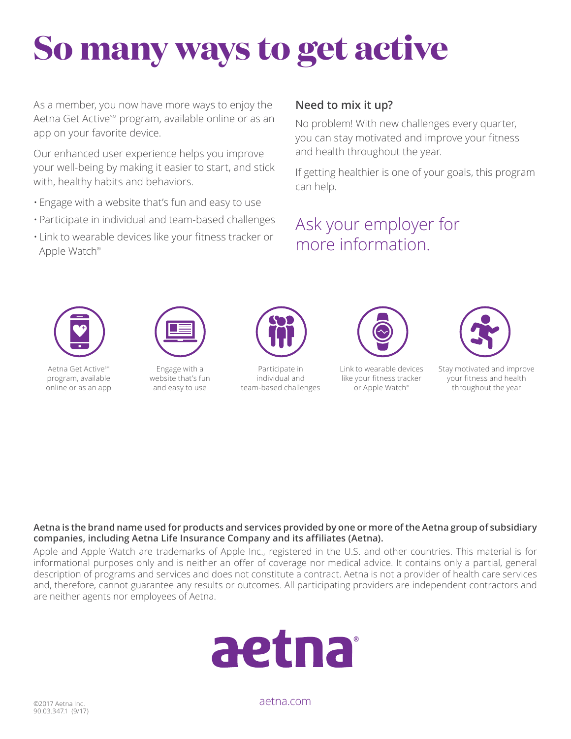# So many ways to get active

As a member, you now have more ways to enjoy the Aetna Get Active℠ program, available online or as an app on your favorite device.

Our enhanced user experience helps you improve your well-being by making it easier to start, and stick with, healthy habits and behaviors.

- Engage with a website that's fun and easy to use
- Participate in individual and team-based challenges
- Link to wearable devices like your fitness tracker or Apple Watch®

### Need to mix it up?

No problem! With new challenges every quarter, you can stay motivated and improve your fitness and health throughout the year.

If getting healthier is one of your goals, this program can help.

## Ask your employer for more information.

Aetna Get Active℠ program, available online or as an app

Engage with a website that's fun and easy to use

Participate in individual and team-based challenges

Link to wearable devices like your fitness tracker or Apple Watch®

Stay motivated and improve your fitness and health throughout the year

**Aetna is the brand name used for products and services provided by one or more of the Aetna group of subsidiary companies, including Aetna Life Insurance Company and its affiliates (Aetna).**

Apple and Apple Watch are trademarks of Apple Inc., registered in the U.S. and other countries. This material is for informational purposes only and is neither an offer of coverage nor medical advice. It contains only a partial, general description of programs and services and does not constitute a contract. Aetna is not a provider of health care services and, therefore, cannot guarantee any results or outcomes. All participating providers are independent contractors and are neither agents nor employees of Aetna.

aetna®

aetna.com

©2017 Aetna Inc.
90.03.347.1 (9/17)